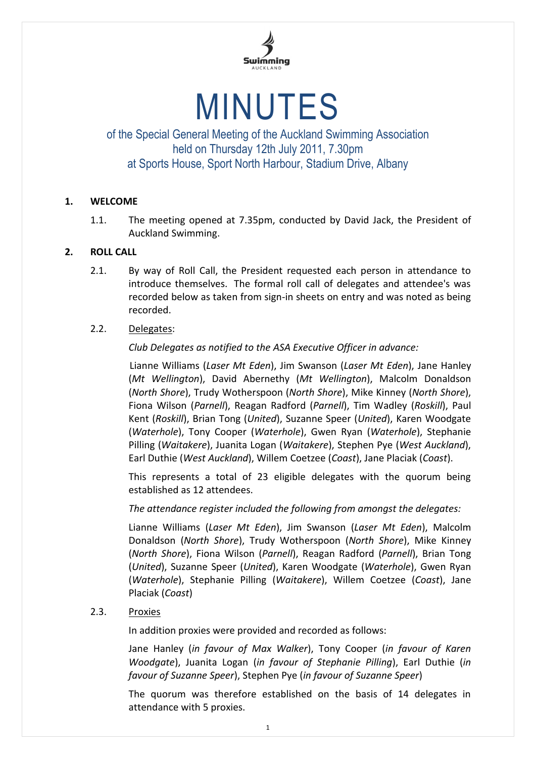Swimming
AUCKLAND

# MINUTES

of the Special General Meeting of the Auckland Swimming Association
held on Thursday 12th July 2011, 7.30pm
at Sports House, Sport North Harbour, Stadium Drive, Albany

## 1. WELCOME

1.1. The meeting opened at 7.35pm, conducted by David Jack, the President of Auckland Swimming.

## 2. ROLL CALL

2.1. By way of Roll Call, the President requested each person in attendance to introduce themselves. The formal roll call of delegates and attendee's was recorded below as taken from sign-in sheets on entry and was noted as being recorded.

2.2. Delegates:

*Club Delegates as notified to the ASA Executive Officer in advance:*

Lianne Williams (*Laser Mt Eden*), Jim Swanson (*Laser Mt Eden*), Jane Hanley (*Mt Wellington*), David Abernethy (*Mt Wellington*), Malcolm Donaldson (*North Shore*), Trudy Wotherspoon (*North Shore*), Mike Kinney (*North Shore*), Fiona Wilson (*Parnell*), Reagan Radford (*Parnell*), Tim Wadley (*Roskill*), Paul Kent (*Roskill*), Brian Tong (*United*), Suzanne Speer (*United*), Karen Woodgate (*Waterhole*), Tony Cooper (*Waterhole*), Gwen Ryan (*Waterhole*), Stephanie Pilling (*Waitakere*), Juanita Logan (*Waitakere*), Stephen Pye (*West Auckland*), Earl Duthie (*West Auckland*), Willem Coetzee (*Coast*), Jane Placiak (*Coast*).

This represents a total of 23 eligible delegates with the quorum being established as 12 attendees.

*The attendance register included the following from amongst the delegates:*

Lianne Williams (*Laser Mt Eden*), Jim Swanson (*Laser Mt Eden*), Malcolm Donaldson (*North Shore*), Trudy Wotherspoon (*North Shore*), Mike Kinney (*North Shore*), Fiona Wilson (*Parnell*), Reagan Radford (*Parnell*), Brian Tong (*United*), Suzanne Speer (*United*), Karen Woodgate (*Waterhole*), Gwen Ryan (*Waterhole*), Stephanie Pilling (*Waitakere*), Willem Coetzee (*Coast*), Jane Placiak (*Coast*)

2.3. Proxies

In addition proxies were provided and recorded as follows:

Jane Hanley (*in favour of Max Walker*), Tony Cooper (*in favour of Karen Woodgate*), Juanita Logan (*in favour of Stephanie Pilling*), Earl Duthie (*in favour of Suzanne Speer*), Stephen Pye (*in favour of Suzanne Speer*)

The quorum was therefore established on the basis of 14 delegates in attendance with 5 proxies.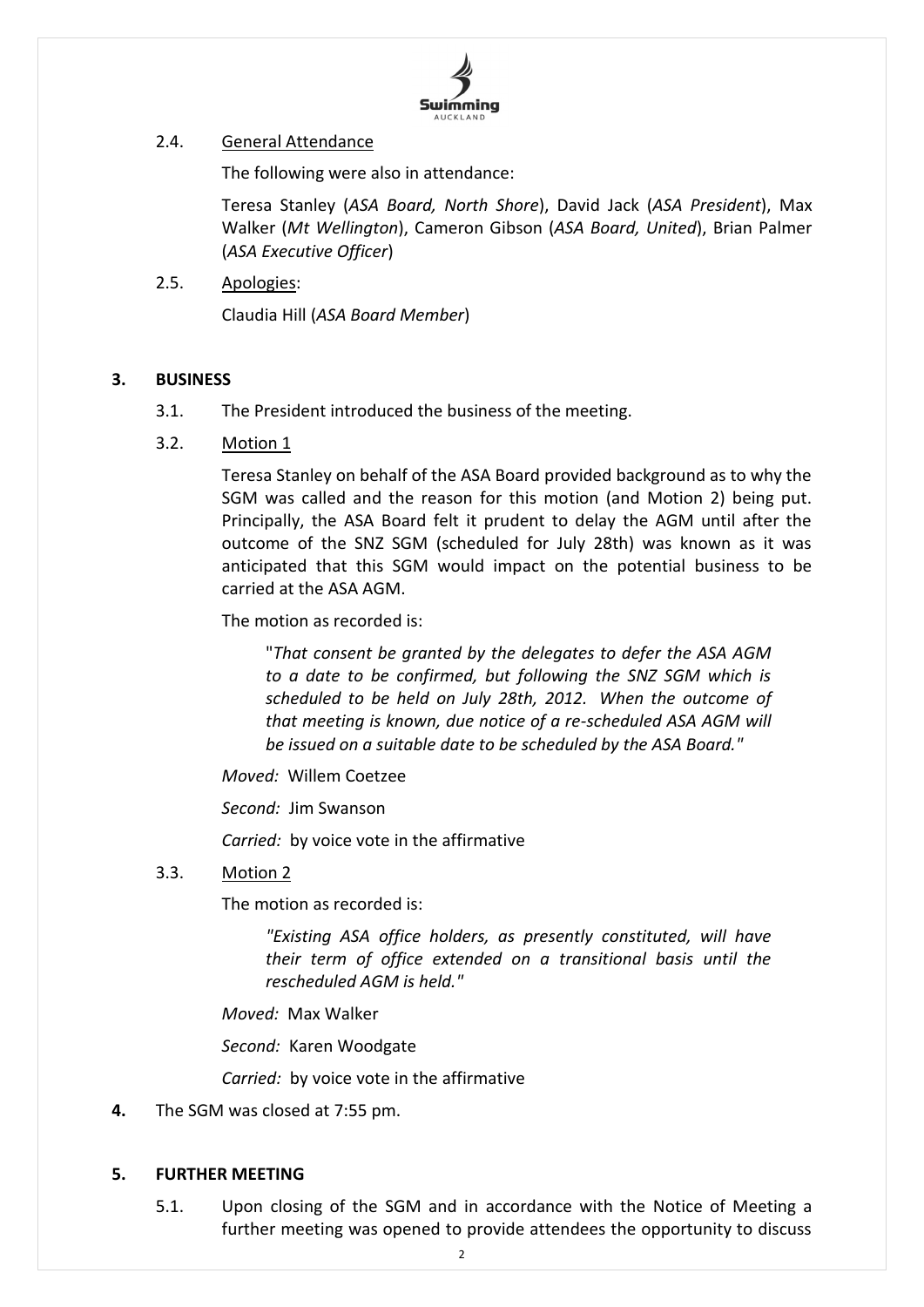2.4. General Attendance

The following were also in attendance:

Teresa Stanley (*ASA Board, North Shore*), David Jack (*ASA President*), Max Walker (*Mt Wellington*), Cameron Gibson (*ASA Board, United*), Brian Palmer (*ASA Executive Officer*)

2.5. Apologies:

Claudia Hill (*ASA Board Member*)

## 3. BUSINESS

3.1. The President introduced the business of the meeting.

3.2. Motion 1

Teresa Stanley on behalf of the ASA Board provided background as to why the SGM was called and the reason for this motion (and Motion 2) being put. Principally, the ASA Board felt it prudent to delay the AGM until after the outcome of the SNZ SGM (scheduled for July 28th) was known as it was anticipated that this SGM would impact on the potential business to be carried at the ASA AGM.

The motion as recorded is:

> "*That consent be granted by the delegates to defer the ASA AGM to a date to be confirmed, but following the SNZ SGM which is scheduled to be held on July 28th, 2012. When the outcome of that meeting is known, due notice of a re-scheduled ASA AGM will be issued on a suitable date to be scheduled by the ASA Board.*"

*Moved:* Willem Coetzee

*Second:* Jim Swanson

*Carried:* by voice vote in the affirmative

3.3. Motion 2

The motion as recorded is:

> *"Existing ASA office holders, as presently constituted, will have their term of office extended on a transitional basis until the rescheduled AGM is held."*

*Moved:* Max Walker

*Second:* Karen Woodgate

*Carried:* by voice vote in the affirmative

**4.** The SGM was closed at 7:55 pm.

## 5. FURTHER MEETING

5.1. Upon closing of the SGM and in accordance with the Notice of Meeting a further meeting was opened to provide attendees the opportunity to discuss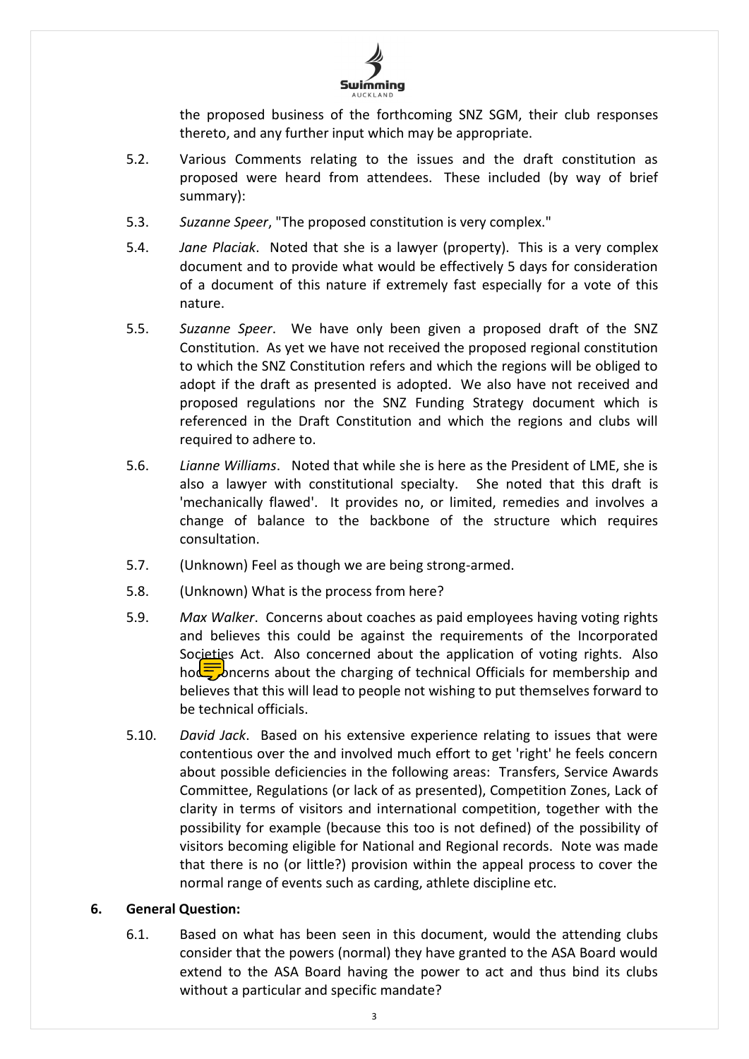the proposed business of the forthcoming SNZ SGM, their club responses thereto, and any further input which may be appropriate.

5.2. Various Comments relating to the issues and the draft constitution as proposed were heard from attendees. These included (by way of brief summary):

5.3. *Suzanne Speer*, "The proposed constitution is very complex."

5.4. *Jane Placiak*. Noted that she is a lawyer (property). This is a very complex document and to provide what would be effectively 5 days for consideration of a document of this nature if extremely fast especially for a vote of this nature.

5.5. *Suzanne Speer*. We have only been given a proposed draft of the SNZ Constitution. As yet we have not received the proposed regional constitution to which the SNZ Constitution refers and which the regions will be obliged to adopt if the draft as presented is adopted. We also have not received and proposed regulations nor the SNZ Funding Strategy document which is referenced in the Draft Constitution and which the regions and clubs will required to adhere to.

5.6. *Lianne Williams*. Noted that while she is here as the President of LME, she is also a lawyer with constitutional specialty. She noted that this draft is 'mechanically flawed'. It provides no, or limited, remedies and involves a change of balance to the backbone of the structure which requires consultation.

5.7. (Unknown) Feel as though we are being strong-armed.

5.8. (Unknown) What is the process from here?

5.9. *Max Walker*. Concerns about coaches as paid employees having voting rights and believes this could be against the requirements of the Incorporated Societies Act. Also concerned about the application of voting rights. Also holds concerns about the charging of technical Officials for membership and believes that this will lead to people not wishing to put themselves forward to be technical officials.

5.10. *David Jack*. Based on his extensive experience relating to issues that were contentious over the and involved much effort to get 'right' he feels concern about possible deficiencies in the following areas: Transfers, Service Awards Committee, Regulations (or lack of as presented), Competition Zones, Lack of clarity in terms of visitors and international competition, together with the possibility for example (because this too is not defined) of the possibility of visitors becoming eligible for National and Regional records. Note was made that there is no (or little?) provision within the appeal process to cover the normal range of events such as carding, athlete discipline etc.

## 6. General Question:

6.1. Based on what has been seen in this document, would the attending clubs consider that the powers (normal) they have granted to the ASA Board would extend to the ASA Board having the power to act and thus bind its clubs without a particular and specific mandate?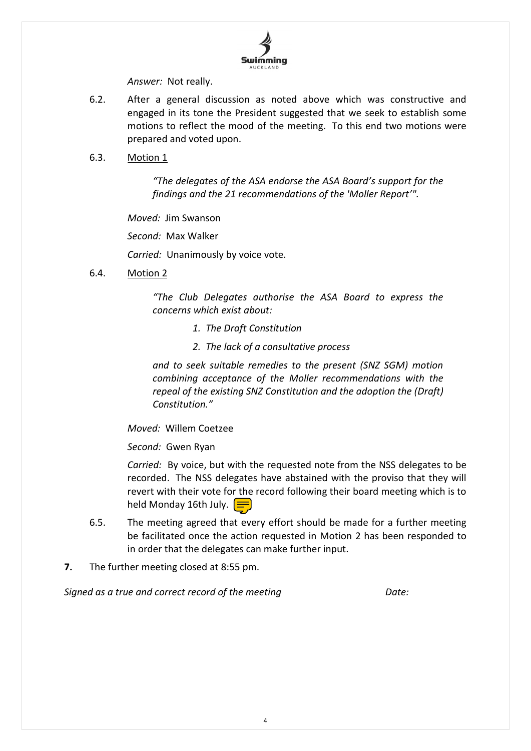*Answer:* Not really.

6.2. After a general discussion as noted above which was constructive and engaged in its tone the President suggested that we seek to establish some motions to reflect the mood of the meeting. To this end two motions were prepared and voted upon.

6.3. Motion 1

> *"The delegates of the ASA endorse the ASA Board's support for the findings and the 21 recommendations of the 'Moller Report'".*

*Moved:* Jim Swanson

*Second:* Max Walker

*Carried:* Unanimously by voice vote.

6.4. Motion 2

> *"The Club Delegates authorise the ASA Board to express the concerns which exist about:*
>
> 1. *The Draft Constitution*
> 2. *The lack of a consultative process*
>
> *and to seek suitable remedies to the present (SNZ SGM) motion combining acceptance of the Moller recommendations with the repeal of the existing SNZ Constitution and the adoption the (Draft) Constitution."*

*Moved:* Willem Coetzee

*Second:* Gwen Ryan

*Carried:* By voice, but with the requested note from the NSS delegates to be recorded. The NSS delegates have abstained with the proviso that they will revert with their vote for the record following their board meeting which is to held Monday 16th July.

6.5. The meeting agreed that every effort should be made for a further meeting be facilitated once the action requested in Motion 2 has been responded to in order that the delegates can make further input.

**7.** The further meeting closed at 8:55 pm.

*Signed as a true and correct record of the meeting* *Date:*